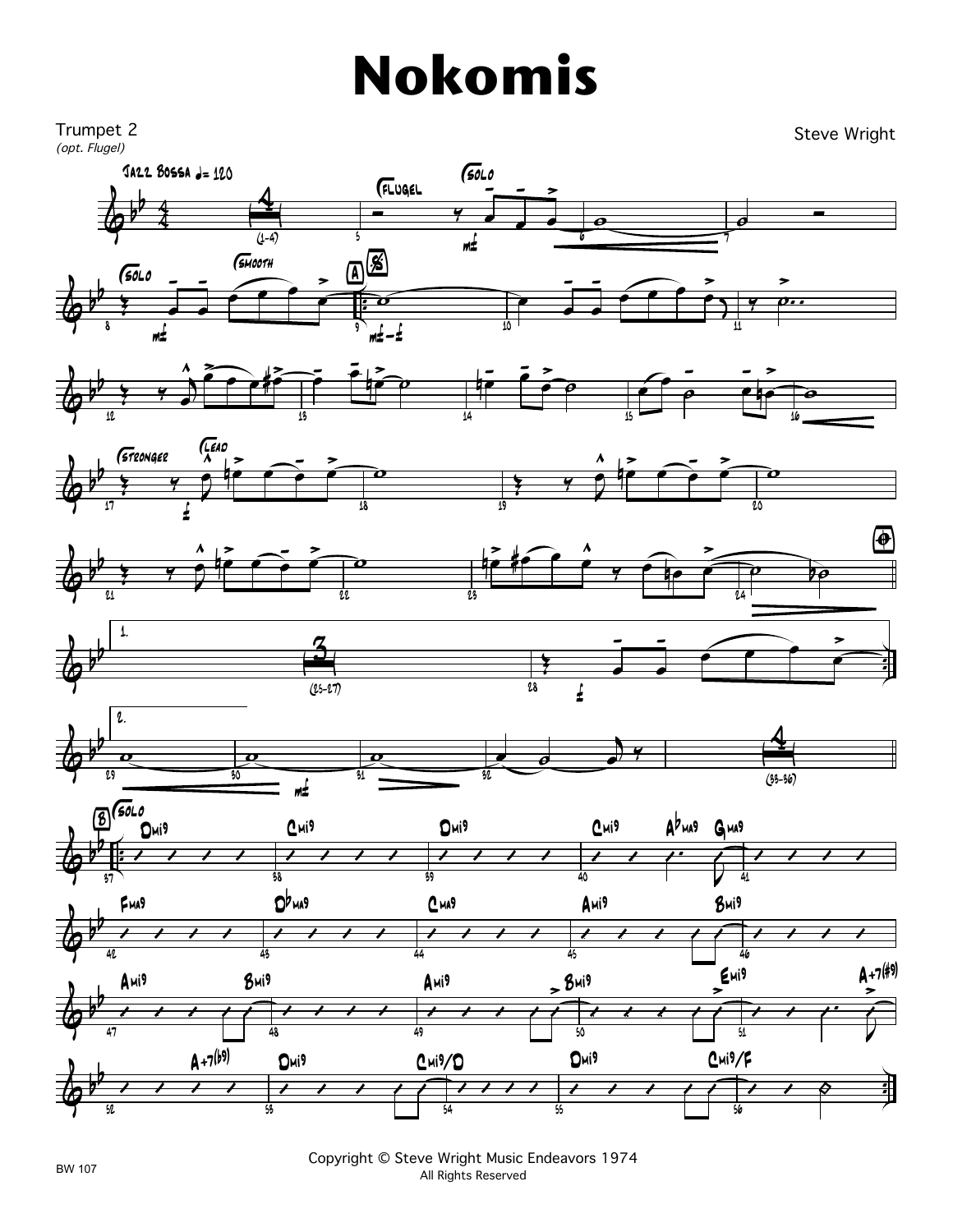# Nokomis

Trumpet 2
*(opt. Flugel)*

Steve Wright

Copyright © Steve Wright Music Endeavors 1974
All Rights Reserved

BW 107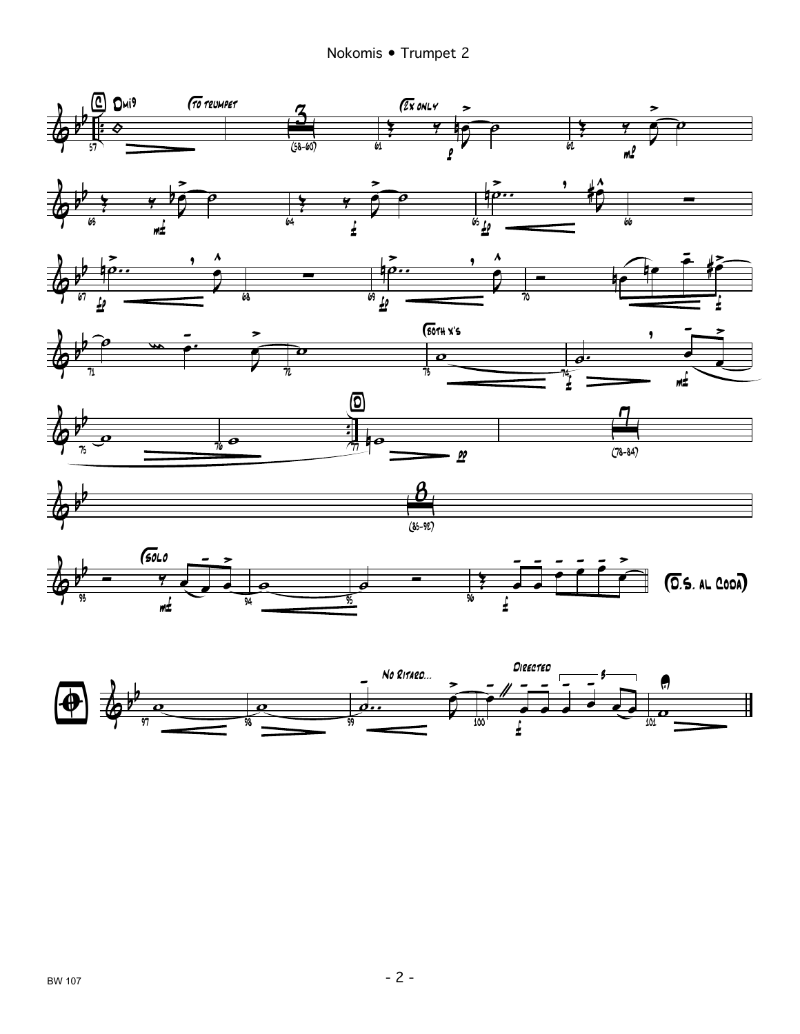C Dmi9

(to trumpet

(2x only

(both x's

D

(solo

(D.S. al Coda)

No Ritard...

Directed